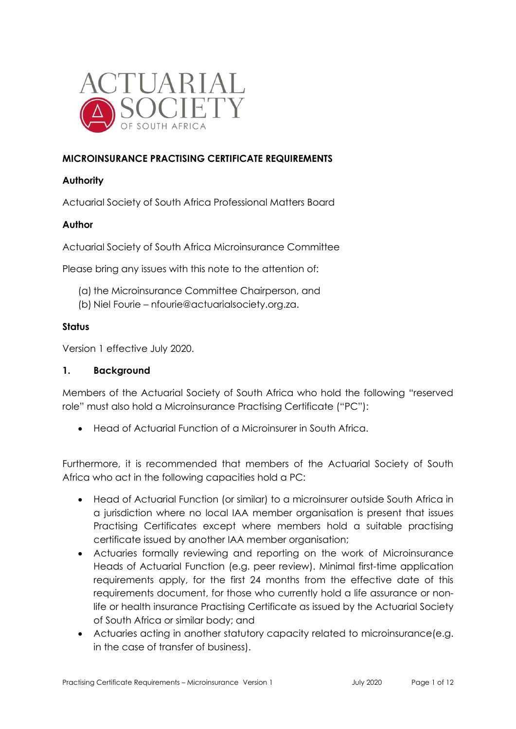**MICROINSURANCE PRACTISING CERTIFICATE REQUIREMENTS**

**Authority**

Actuarial Society of South Africa Professional Matters Board

**Author**

Actuarial Society of South Africa Microinsurance Committee

Please bring any issues with this note to the attention of:

(a) the Microinsurance Committee Chairperson, and
(b) Niel Fourie – nfourie@actuarialsociety.org.za.

**Status**

Version 1 effective July 2020.

## 1. Background

Members of the Actuarial Society of South Africa who hold the following "reserved role" must also hold a Microinsurance Practising Certificate ("PC"):

- Head of Actuarial Function of a Microinsurer in South Africa.

Furthermore, it is recommended that members of the Actuarial Society of South Africa who act in the following capacities hold a PC:

- Head of Actuarial Function (or similar) to a microinsurer outside South Africa in a jurisdiction where no local IAA member organisation is present that issues Practising Certificates except where members hold a suitable practising certificate issued by another IAA member organisation;
- Actuaries formally reviewing and reporting on the work of Microinsurance Heads of Actuarial Function (e.g. peer review). Minimal first-time application requirements apply, for the first 24 months from the effective date of this requirements document, for those who currently hold a life assurance or non-life or health insurance Practising Certificate as issued by the Actuarial Society of South Africa or similar body; and
- Actuaries acting in another statutory capacity related to microinsurance(e.g. in the case of transfer of business).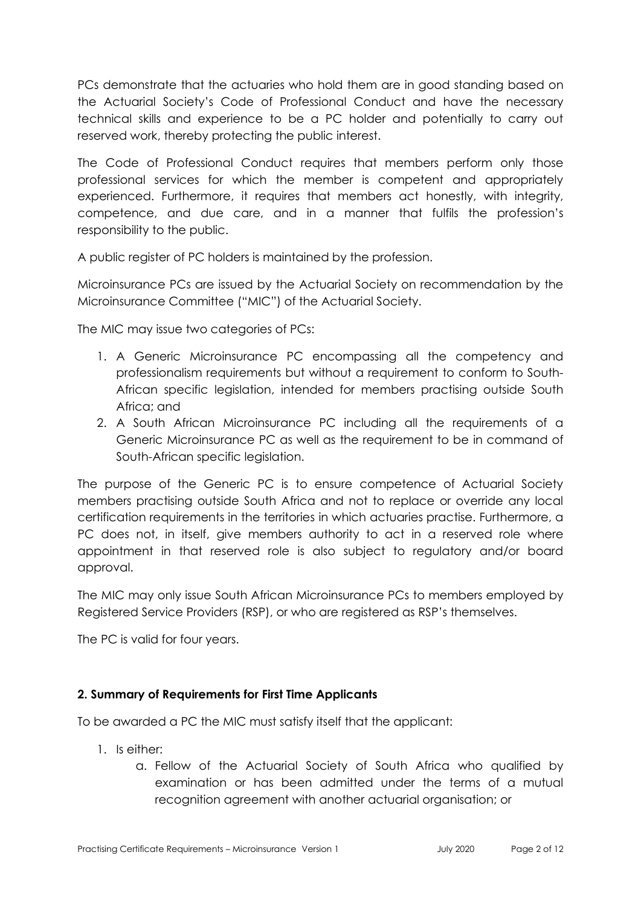PCs demonstrate that the actuaries who hold them are in good standing based on the Actuarial Society's Code of Professional Conduct and have the necessary technical skills and experience to be a PC holder and potentially to carry out reserved work, thereby protecting the public interest.

The Code of Professional Conduct requires that members perform only those professional services for which the member is competent and appropriately experienced. Furthermore, it requires that members act honestly, with integrity, competence, and due care, and in a manner that fulfils the profession's responsibility to the public.

A public register of PC holders is maintained by the profession.

Microinsurance PCs are issued by the Actuarial Society on recommendation by the Microinsurance Committee ("MIC") of the Actuarial Society.

The MIC may issue two categories of PCs:

1. A Generic Microinsurance PC encompassing all the competency and professionalism requirements but without a requirement to conform to South-African specific legislation, intended for members practising outside South Africa; and
2. A South African Microinsurance PC including all the requirements of a Generic Microinsurance PC as well as the requirement to be in command of South-African specific legislation.

The purpose of the Generic PC is to ensure competence of Actuarial Society members practising outside South Africa and not to replace or override any local certification requirements in the territories in which actuaries practise. Furthermore, a PC does not, in itself, give members authority to act in a reserved role where appointment in that reserved role is also subject to regulatory and/or board approval.

The MIC may only issue South African Microinsurance PCs to members employed by Registered Service Providers (RSP), or who are registered as RSP's themselves.

The PC is valid for four years.

## 2. Summary of Requirements for First Time Applicants

To be awarded a PC the MIC must satisfy itself that the applicant:

1. Is either:
    a. Fellow of the Actuarial Society of South Africa who qualified by examination or has been admitted under the terms of a mutual recognition agreement with another actuarial organisation; or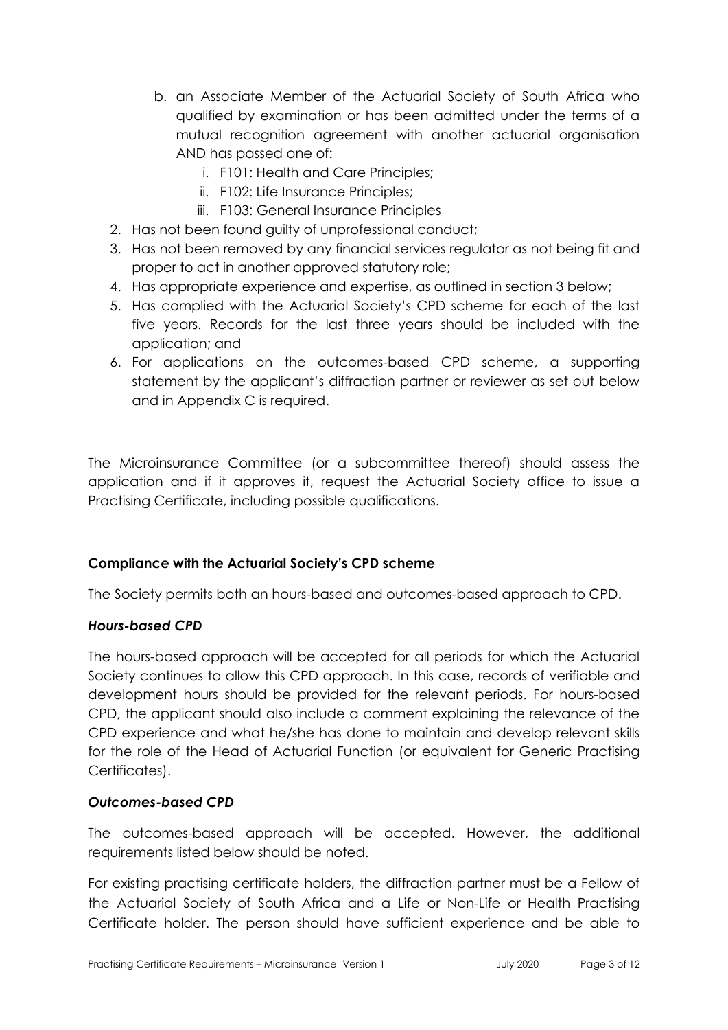b. an Associate Member of the Actuarial Society of South Africa who qualified by examination or has been admitted under the terms of a mutual recognition agreement with another actuarial organisation AND has passed one of:
      i. F101: Health and Care Principles;
      ii. F102: Life Insurance Principles;
      iii. F103: General Insurance Principles
2. Has not been found guilty of unprofessional conduct;
3. Has not been removed by any financial services regulator as not being fit and proper to act in another approved statutory role;
4. Has appropriate experience and expertise, as outlined in section 3 below;
5. Has complied with the Actuarial Society's CPD scheme for each of the last five years. Records for the last three years should be included with the application; and
6. For applications on the outcomes-based CPD scheme, a supporting statement by the applicant's diffraction partner or reviewer as set out below and in Appendix C is required.

The Microinsurance Committee (or a subcommittee thereof) should assess the application and if it approves it, request the Actuarial Society office to issue a Practising Certificate, including possible qualifications.

**Compliance with the Actuarial Society's CPD scheme**

The Society permits both an hours-based and outcomes-based approach to CPD.

***Hours-based CPD***

The hours-based approach will be accepted for all periods for which the Actuarial Society continues to allow this CPD approach. In this case, records of verifiable and development hours should be provided for the relevant periods. For hours-based CPD, the applicant should also include a comment explaining the relevance of the CPD experience and what he/she has done to maintain and develop relevant skills for the role of the Head of Actuarial Function (or equivalent for Generic Practising Certificates).

***Outcomes-based CPD***

The outcomes-based approach will be accepted. However, the additional requirements listed below should be noted.

For existing practising certificate holders, the diffraction partner must be a Fellow of the Actuarial Society of South Africa and a Life or Non-Life or Health Practising Certificate holder. The person should have sufficient experience and be able to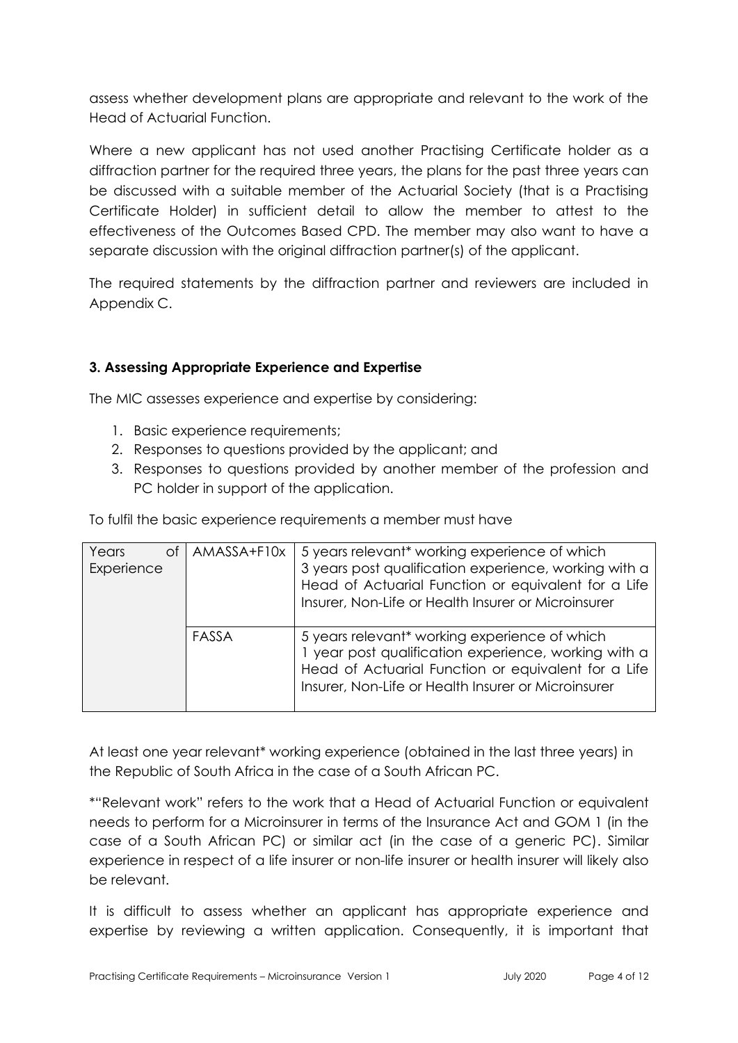assess whether development plans are appropriate and relevant to the work of the Head of Actuarial Function.

Where a new applicant has not used another Practising Certificate holder as a diffraction partner for the required three years, the plans for the past three years can be discussed with a suitable member of the Actuarial Society (that is a Practising Certificate Holder) in sufficient detail to allow the member to attest to the effectiveness of the Outcomes Based CPD. The member may also want to have a separate discussion with the original diffraction partner(s) of the applicant.

The required statements by the diffraction partner and reviewers are included in Appendix C.

### 3. Assessing Appropriate Experience and Expertise

The MIC assesses experience and expertise by considering:

1. Basic experience requirements;
2. Responses to questions provided by the applicant; and
3. Responses to questions provided by another member of the profession and PC holder in support of the application.

To fulfil the basic experience requirements a member must have

| | | |
|---|---|---|
| Years of Experience | AMASSA+F10x | 5 years relevant* working experience of which 3 years post qualification experience, working with a Head of Actuarial Function or equivalent for a Life Insurer, Non-Life or Health Insurer or Microinsurer |
| | FASSA | 5 years relevant* working experience of which 1 year post qualification experience, working with a Head of Actuarial Function or equivalent for a Life Insurer, Non-Life or Health Insurer or Microinsurer |

At least one year relevant* working experience (obtained in the last three years) in the Republic of South Africa in the case of a South African PC.

*"Relevant work" refers to the work that a Head of Actuarial Function or equivalent needs to perform for a Microinsurer in terms of the Insurance Act and GOM 1 (in the case of a South African PC) or similar act (in the case of a generic PC). Similar experience in respect of a life insurer or non-life insurer or health insurer will likely also be relevant.

It is difficult to assess whether an applicant has appropriate experience and expertise by reviewing a written application. Consequently, it is important that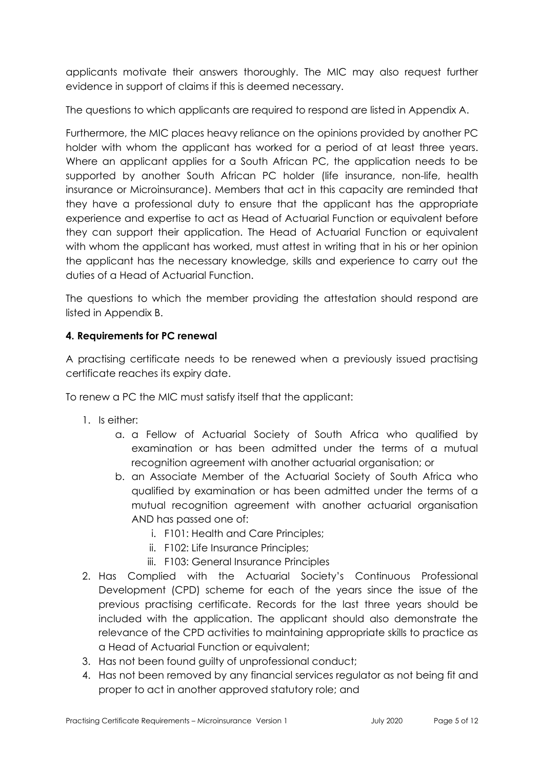applicants motivate their answers thoroughly. The MIC may also request further evidence in support of claims if this is deemed necessary.

The questions to which applicants are required to respond are listed in Appendix A.

Furthermore, the MIC places heavy reliance on the opinions provided by another PC holder with whom the applicant has worked for a period of at least three years. Where an applicant applies for a South African PC, the application needs to be supported by another South African PC holder (life insurance, non-life, health insurance or Microinsurance). Members that act in this capacity are reminded that they have a professional duty to ensure that the applicant has the appropriate experience and expertise to act as Head of Actuarial Function or equivalent before they can support their application. The Head of Actuarial Function or equivalent with whom the applicant has worked, must attest in writing that in his or her opinion the applicant has the necessary knowledge, skills and experience to carry out the duties of a Head of Actuarial Function.

The questions to which the member providing the attestation should respond are listed in Appendix B.

## 4. Requirements for PC renewal

A practising certificate needs to be renewed when a previously issued practising certificate reaches its expiry date.

To renew a PC the MIC must satisfy itself that the applicant:

1. Is either:
    a. a Fellow of Actuarial Society of South Africa who qualified by examination or has been admitted under the terms of a mutual recognition agreement with another actuarial organisation; or
    b. an Associate Member of the Actuarial Society of South Africa who qualified by examination or has been admitted under the terms of a mutual recognition agreement with another actuarial organisation AND has passed one of:
        i. F101: Health and Care Principles;
        ii. F102: Life Insurance Principles;
        iii. F103: General Insurance Principles
2. Has Complied with the Actuarial Society's Continuous Professional Development (CPD) scheme for each of the years since the issue of the previous practising certificate. Records for the last three years should be included with the application. The applicant should also demonstrate the relevance of the CPD activities to maintaining appropriate skills to practice as a Head of Actuarial Function or equivalent;
3. Has not been found guilty of unprofessional conduct;
4. Has not been removed by any financial services regulator as not being fit and proper to act in another approved statutory role; and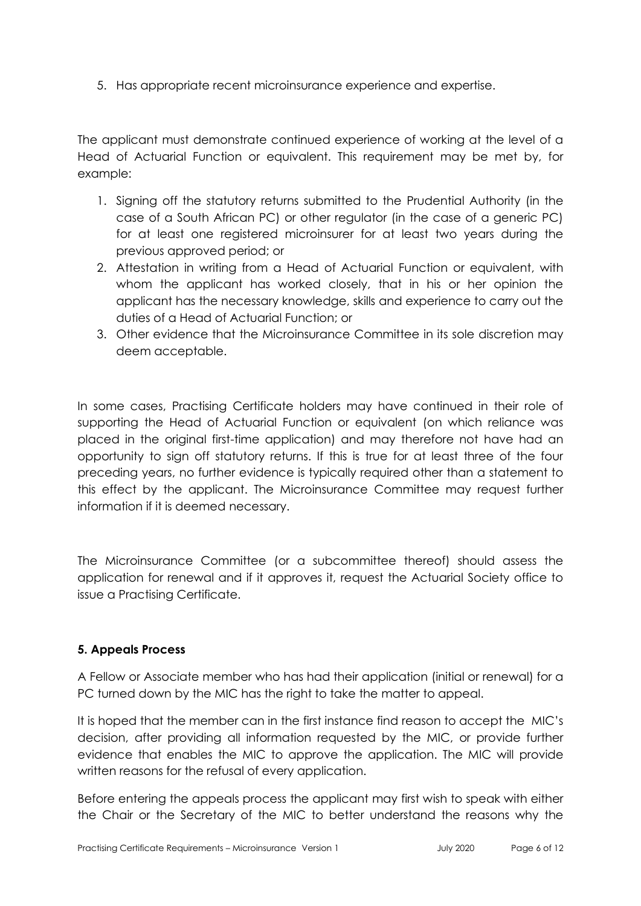5. Has appropriate recent microinsurance experience and expertise.

The applicant must demonstrate continued experience of working at the level of a Head of Actuarial Function or equivalent. This requirement may be met by, for example:

1. Signing off the statutory returns submitted to the Prudential Authority (in the case of a South African PC) or other regulator (in the case of a generic PC) for at least one registered microinsurer for at least two years during the previous approved period; or
2. Attestation in writing from a Head of Actuarial Function or equivalent, with whom the applicant has worked closely, that in his or her opinion the applicant has the necessary knowledge, skills and experience to carry out the duties of a Head of Actuarial Function; or
3. Other evidence that the Microinsurance Committee in its sole discretion may deem acceptable.

In some cases, Practising Certificate holders may have continued in their role of supporting the Head of Actuarial Function or equivalent (on which reliance was placed in the original first-time application) and may therefore not have had an opportunity to sign off statutory returns. If this is true for at least three of the four preceding years, no further evidence is typically required other than a statement to this effect by the applicant. The Microinsurance Committee may request further information if it is deemed necessary.

The Microinsurance Committee (or a subcommittee thereof) should assess the application for renewal and if it approves it, request the Actuarial Society office to issue a Practising Certificate.

## 5. Appeals Process

A Fellow or Associate member who has had their application (initial or renewal) for a PC turned down by the MIC has the right to take the matter to appeal.

It is hoped that the member can in the first instance find reason to accept the MIC's decision, after providing all information requested by the MIC, or provide further evidence that enables the MIC to approve the application. The MIC will provide written reasons for the refusal of every application.

Before entering the appeals process the applicant may first wish to speak with either the Chair or the Secretary of the MIC to better understand the reasons why the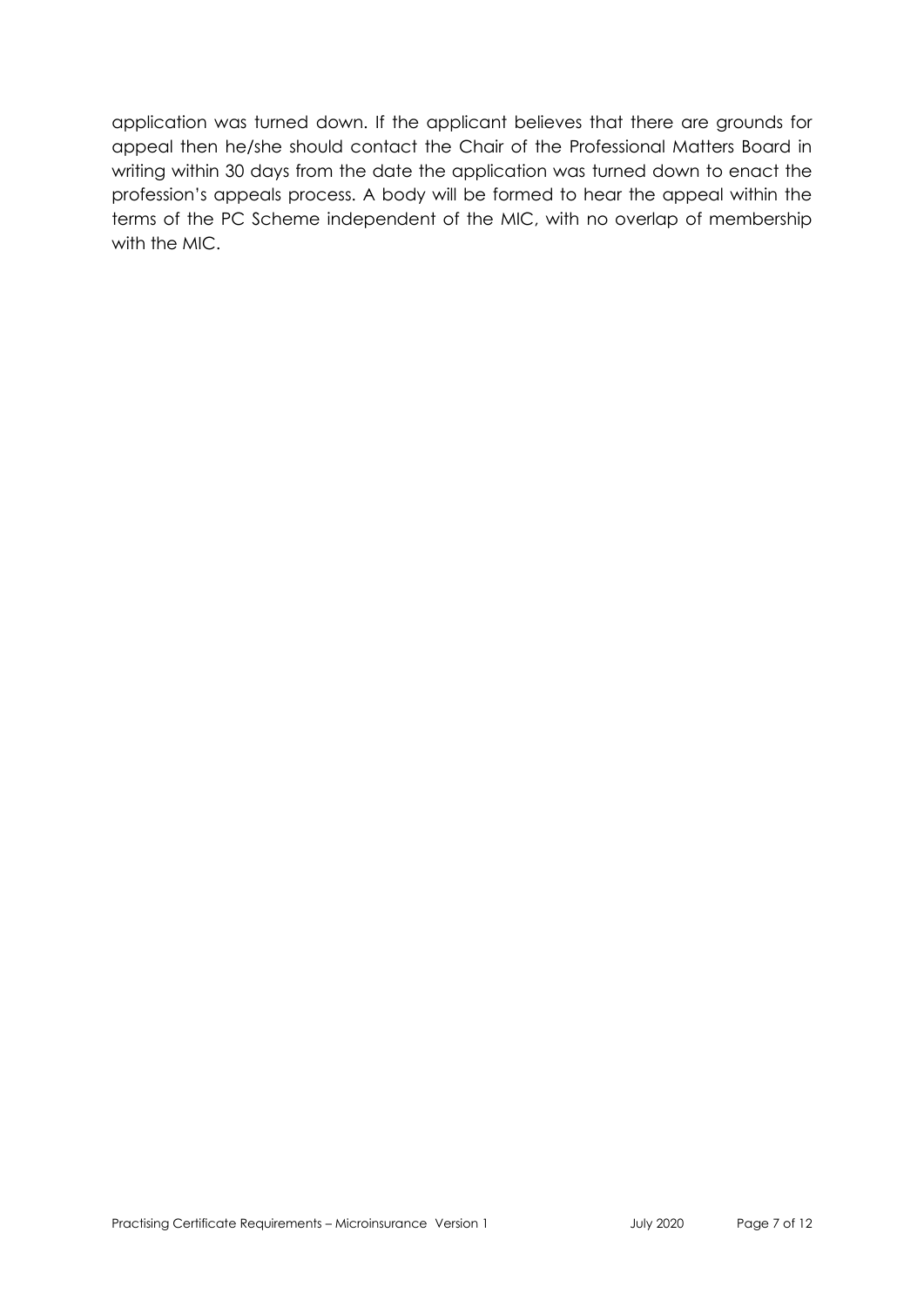application was turned down. If the applicant believes that there are grounds for appeal then he/she should contact the Chair of the Professional Matters Board in writing within 30 days from the date the application was turned down to enact the profession's appeals process. A body will be formed to hear the appeal within the terms of the PC Scheme independent of the MIC, with no overlap of membership with the MIC.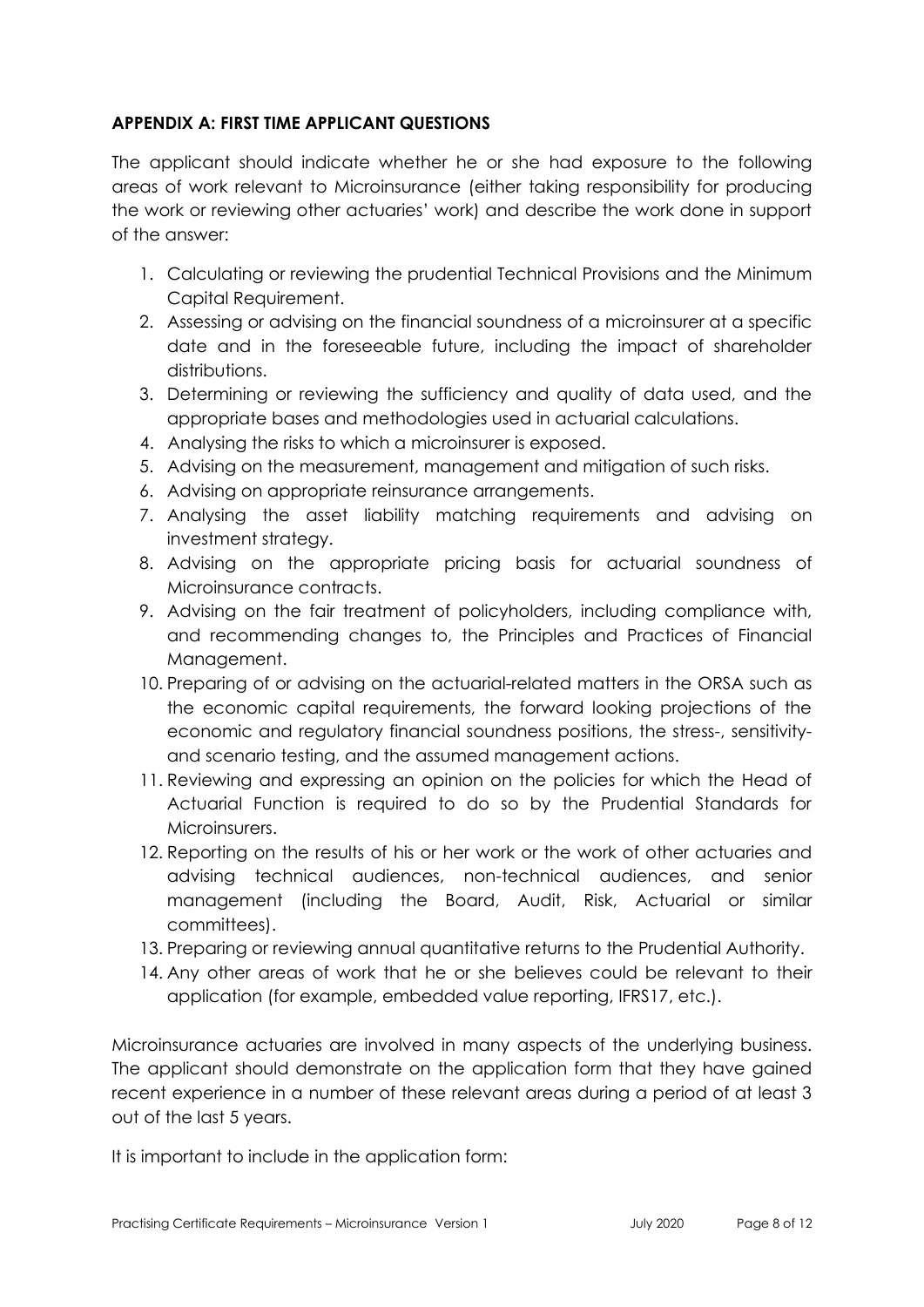**APPENDIX A: FIRST TIME APPLICANT QUESTIONS**

The applicant should indicate whether he or she had exposure to the following areas of work relevant to Microinsurance (either taking responsibility for producing the work or reviewing other actuaries' work) and describe the work done in support of the answer:

1. Calculating or reviewing the prudential Technical Provisions and the Minimum Capital Requirement.
2. Assessing or advising on the financial soundness of a microinsurer at a specific date and in the foreseeable future, including the impact of shareholder distributions.
3. Determining or reviewing the sufficiency and quality of data used, and the appropriate bases and methodologies used in actuarial calculations.
4. Analysing the risks to which a microinsurer is exposed.
5. Advising on the measurement, management and mitigation of such risks.
6. Advising on appropriate reinsurance arrangements.
7. Analysing the asset liability matching requirements and advising on investment strategy.
8. Advising on the appropriate pricing basis for actuarial soundness of Microinsurance contracts.
9. Advising on the fair treatment of policyholders, including compliance with, and recommending changes to, the Principles and Practices of Financial Management.
10. Preparing of or advising on the actuarial-related matters in the ORSA such as the economic capital requirements, the forward looking projections of the economic and regulatory financial soundness positions, the stress-, sensitivity- and scenario testing, and the assumed management actions.
11. Reviewing and expressing an opinion on the policies for which the Head of Actuarial Function is required to do so by the Prudential Standards for Microinsurers.
12. Reporting on the results of his or her work or the work of other actuaries and advising technical audiences, non-technical audiences, and senior management (including the Board, Audit, Risk, Actuarial or similar committees).
13. Preparing or reviewing annual quantitative returns to the Prudential Authority.
14. Any other areas of work that he or she believes could be relevant to their application (for example, embedded value reporting, IFRS17, etc.).

Microinsurance actuaries are involved in many aspects of the underlying business. The applicant should demonstrate on the application form that they have gained recent experience in a number of these relevant areas during a period of at least 3 out of the last 5 years.

It is important to include in the application form: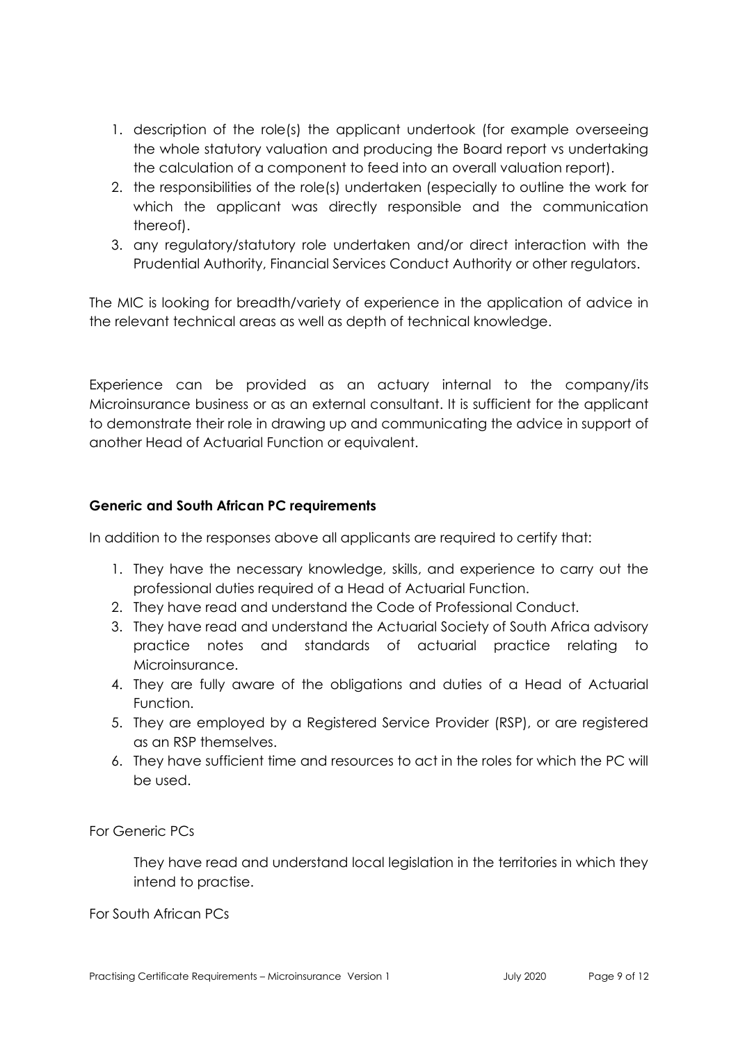1. description of the role(s) the applicant undertook (for example overseeing the whole statutory valuation and producing the Board report vs undertaking the calculation of a component to feed into an overall valuation report).
2. the responsibilities of the role(s) undertaken (especially to outline the work for which the applicant was directly responsible and the communication thereof).
3. any regulatory/statutory role undertaken and/or direct interaction with the Prudential Authority, Financial Services Conduct Authority or other regulators.

The MIC is looking for breadth/variety of experience in the application of advice in the relevant technical areas as well as depth of technical knowledge.

Experience can be provided as an actuary internal to the company/its Microinsurance business or as an external consultant. It is sufficient for the applicant to demonstrate their role in drawing up and communicating the advice in support of another Head of Actuarial Function or equivalent.

**Generic and South African PC requirements**

In addition to the responses above all applicants are required to certify that:

1. They have the necessary knowledge, skills, and experience to carry out the professional duties required of a Head of Actuarial Function.
2. They have read and understand the Code of Professional Conduct.
3. They have read and understand the Actuarial Society of South Africa advisory practice notes and standards of actuarial practice relating to Microinsurance.
4. They are fully aware of the obligations and duties of a Head of Actuarial Function.
5. They are employed by a Registered Service Provider (RSP), or are registered as an RSP themselves.
6. They have sufficient time and resources to act in the roles for which the PC will be used.

For Generic PCs

> They have read and understand local legislation in the territories in which they intend to practise.

For South African PCs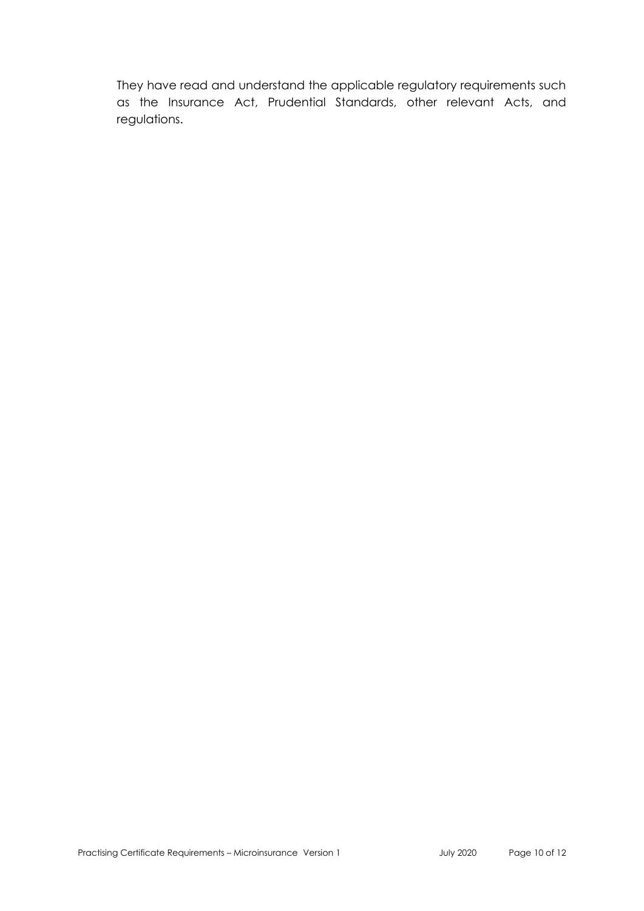They have read and understand the applicable regulatory requirements such as the Insurance Act, Prudential Standards, other relevant Acts, and regulations.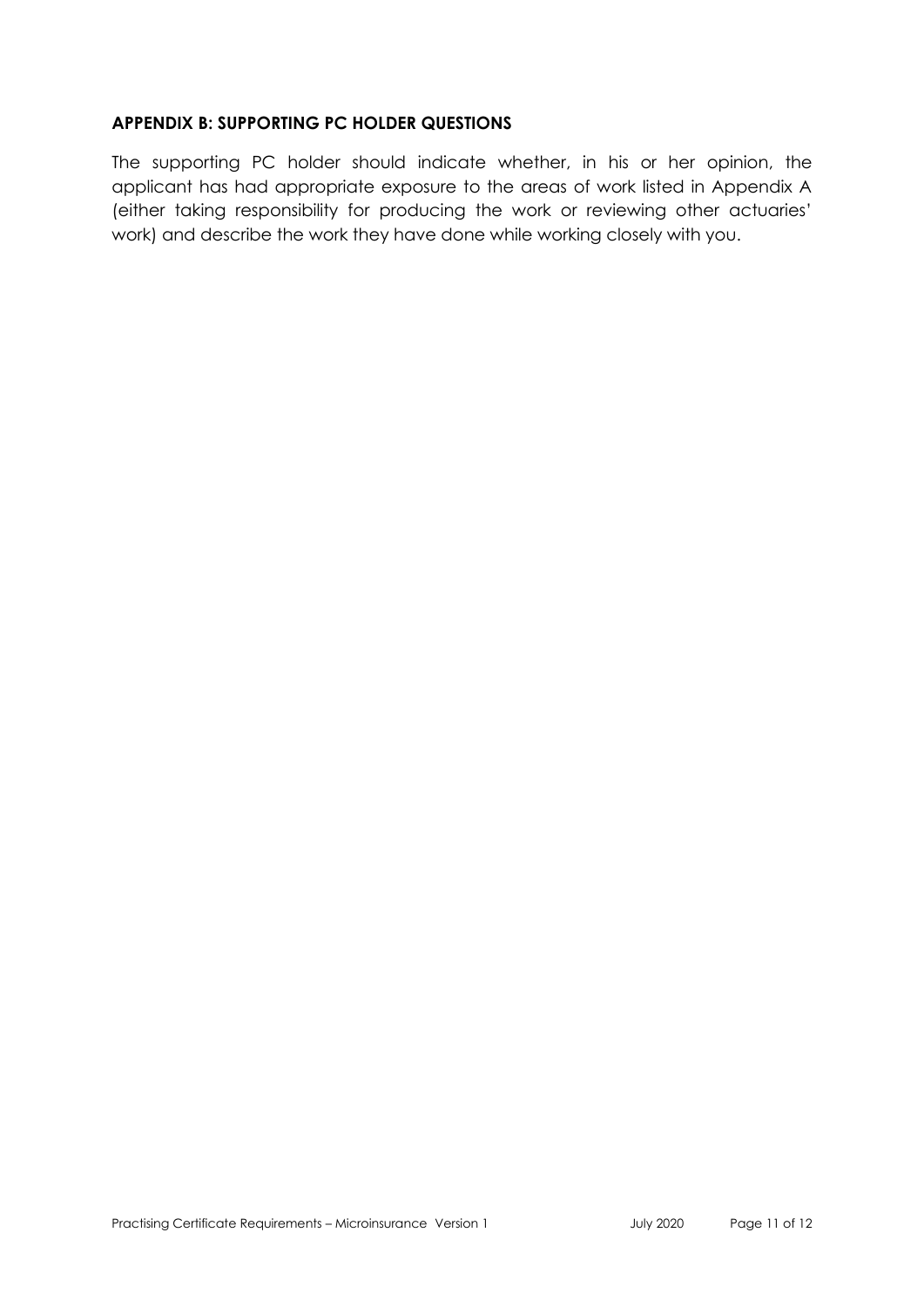## APPENDIX B: SUPPORTING PC HOLDER QUESTIONS

The supporting PC holder should indicate whether, in his or her opinion, the applicant has had appropriate exposure to the areas of work listed in Appendix A (either taking responsibility for producing the work or reviewing other actuaries' work) and describe the work they have done while working closely with you.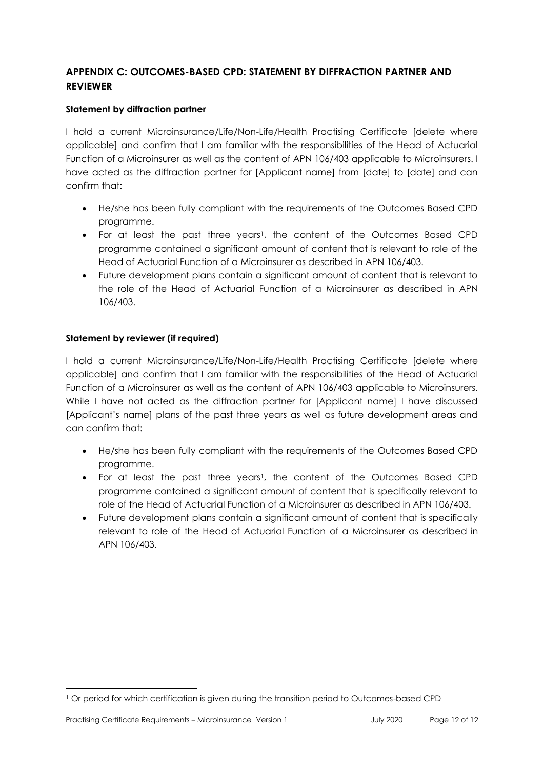## APPENDIX C: OUTCOMES-BASED CPD: STATEMENT BY DIFFRACTION PARTNER AND REVIEWER

**Statement by diffraction partner**

I hold a current Microinsurance/Life/Non-Life/Health Practising Certificate [delete where applicable] and confirm that I am familiar with the responsibilities of the Head of Actuarial Function of a Microinsurer as well as the content of APN 106/403 applicable to Microinsurers. I have acted as the diffraction partner for [Applicant name] from [date] to [date] and can confirm that:

- He/she has been fully compliant with the requirements of the Outcomes Based CPD programme.
- For at least the past three years[1], the content of the Outcomes Based CPD programme contained a significant amount of content that is relevant to role of the Head of Actuarial Function of a Microinsurer as described in APN 106/403.
- Future development plans contain a significant amount of content that is relevant to the role of the Head of Actuarial Function of a Microinsurer as described in APN 106/403.

**Statement by reviewer (if required)**

I hold a current Microinsurance/Life/Non-Life/Health Practising Certificate [delete where applicable] and confirm that I am familiar with the responsibilities of the Head of Actuarial Function of a Microinsurer as well as the content of APN 106/403 applicable to Microinsurers. While I have not acted as the diffraction partner for [Applicant name] I have discussed [Applicant's name] plans of the past three years as well as future development areas and can confirm that:

- He/she has been fully compliant with the requirements of the Outcomes Based CPD programme.
- For at least the past three years[1], the content of the Outcomes Based CPD programme contained a significant amount of content that is specifically relevant to role of the Head of Actuarial Function of a Microinsurer as described in APN 106/403.
- Future development plans contain a significant amount of content that is specifically relevant to role of the Head of Actuarial Function of a Microinsurer as described in APN 106/403.

[1] Or period for which certification is given during the transition period to Outcomes-based CPD